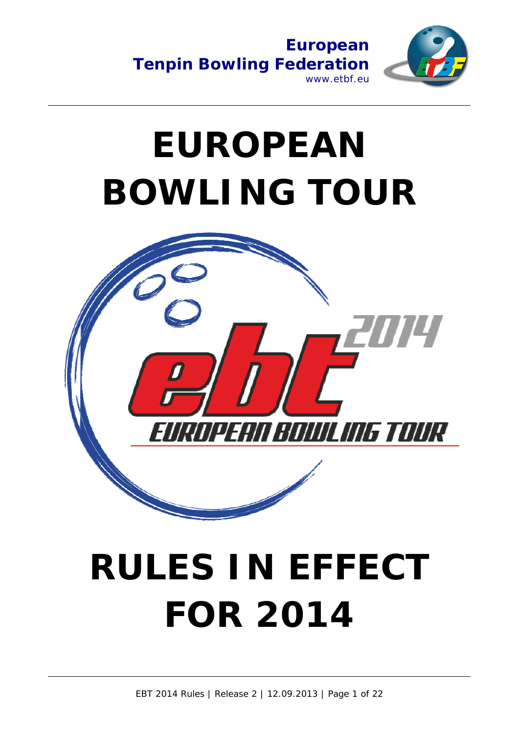**European Tenpin Bowling Federation**
www.etbf.eu

# EUROPEAN BOWLING TOUR

# RULES IN EFFECT FOR 2014

EBT 2014 Rules | Release 2 | 12.09.2013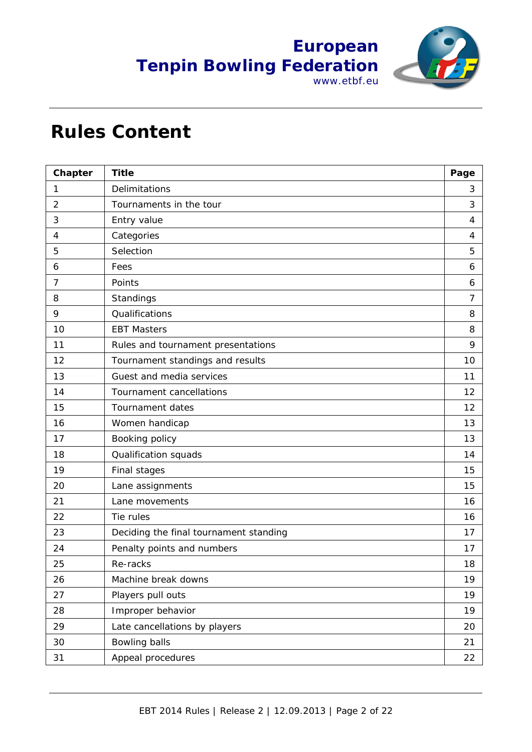# Rules Content

| Chapter | Title | Page |
|---|---|---|
| 1 | Delimitations | 3 |
| 2 | Tournaments in the tour | 3 |
| 3 | Entry value | 4 |
| 4 | Categories | 4 |
| 5 | Selection | 5 |
| 6 | Fees | 6 |
| 7 | Points | 6 |
| 8 | Standings | 7 |
| 9 | Qualifications | 8 |
| 10 | EBT Masters | 8 |
| 11 | Rules and tournament presentations | 9 |
| 12 | Tournament standings and results | 10 |
| 13 | Guest and media services | 11 |
| 14 | Tournament cancellations | 12 |
| 15 | Tournament dates | 12 |
| 16 | Women handicap | 13 |
| 17 | Booking policy | 13 |
| 18 | Qualification squads | 14 |
| 19 | Final stages | 15 |
| 20 | Lane assignments | 15 |
| 21 | Lane movements | 16 |
| 22 | Tie rules | 16 |
| 23 | Deciding the final tournament standing | 17 |
| 24 | Penalty points and numbers | 17 |
| 25 | Re-racks | 18 |
| 26 | Machine break downs | 19 |
| 27 | Players pull outs | 19 |
| 28 | Improper behavior | 19 |
| 29 | Late cancellations by players | 20 |
| 30 | Bowling balls | 21 |
| 31 | Appeal procedures | 22 |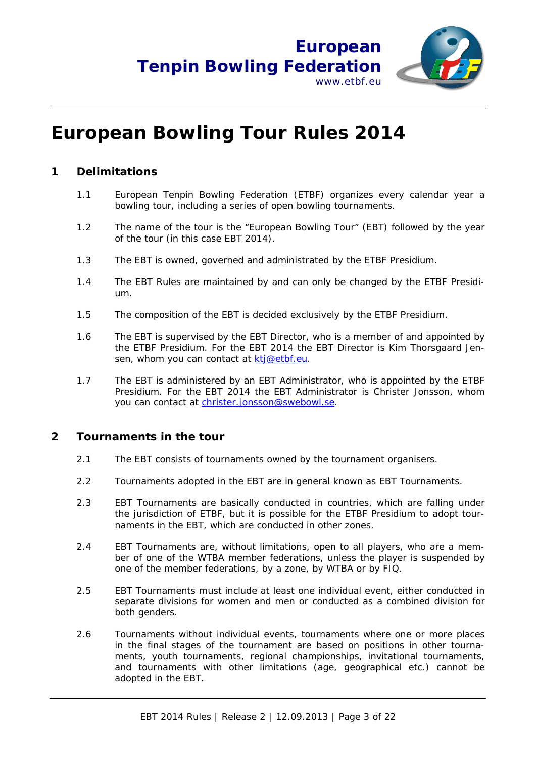European Tenpin Bowling Federation
www.etbf.eu

# European Bowling Tour Rules 2014

## 1 Delimitations

1.1 European Tenpin Bowling Federation (ETBF) organizes every calendar year a bowling tour, including a series of open bowling tournaments.

1.2 The name of the tour is the "European Bowling Tour" (EBT) followed by the year of the tour (in this case EBT 2014).

1.3 The EBT is owned, governed and administrated by the ETBF Presidium.

1.4 The EBT Rules are maintained by and can only be changed by the ETBF Presidium.

1.5 The composition of the EBT is decided exclusively by the ETBF Presidium.

1.6 The EBT is supervised by the EBT Director, who is a member of and appointed by the ETBF Presidium. For the EBT 2014 the EBT Director is Kim Thorsgaard Jensen, whom you can contact at ktj@etbf.eu.

1.7 The EBT is administered by an EBT Administrator, who is appointed by the ETBF Presidium. For the EBT 2014 the EBT Administrator is Christer Jonsson, whom you can contact at christer.jonsson@swebowl.se.

## 2 Tournaments in the tour

2.1 The EBT consists of tournaments owned by the tournament organisers.

2.2 Tournaments adopted in the EBT are in general known as EBT Tournaments.

2.3 EBT Tournaments are basically conducted in countries, which are falling under the jurisdiction of ETBF, but it is possible for the ETBF Presidium to adopt tournaments in the EBT, which are conducted in other zones.

2.4 EBT Tournaments are, without limitations, open to all players, who are a member of one of the WTBA member federations, unless the player is suspended by one of the member federations, by a zone, by WTBA or by FIQ.

2.5 EBT Tournaments must include at least one individual event, either conducted in separate divisions for women and men or conducted as a combined division for both genders.

2.6 Tournaments without individual events, tournaments where one or more places in the final stages of the tournament are based on positions in other tournaments, youth tournaments, regional championships, invitational tournaments, and tournaments with other limitations (age, geographical etc.) cannot be adopted in the EBT.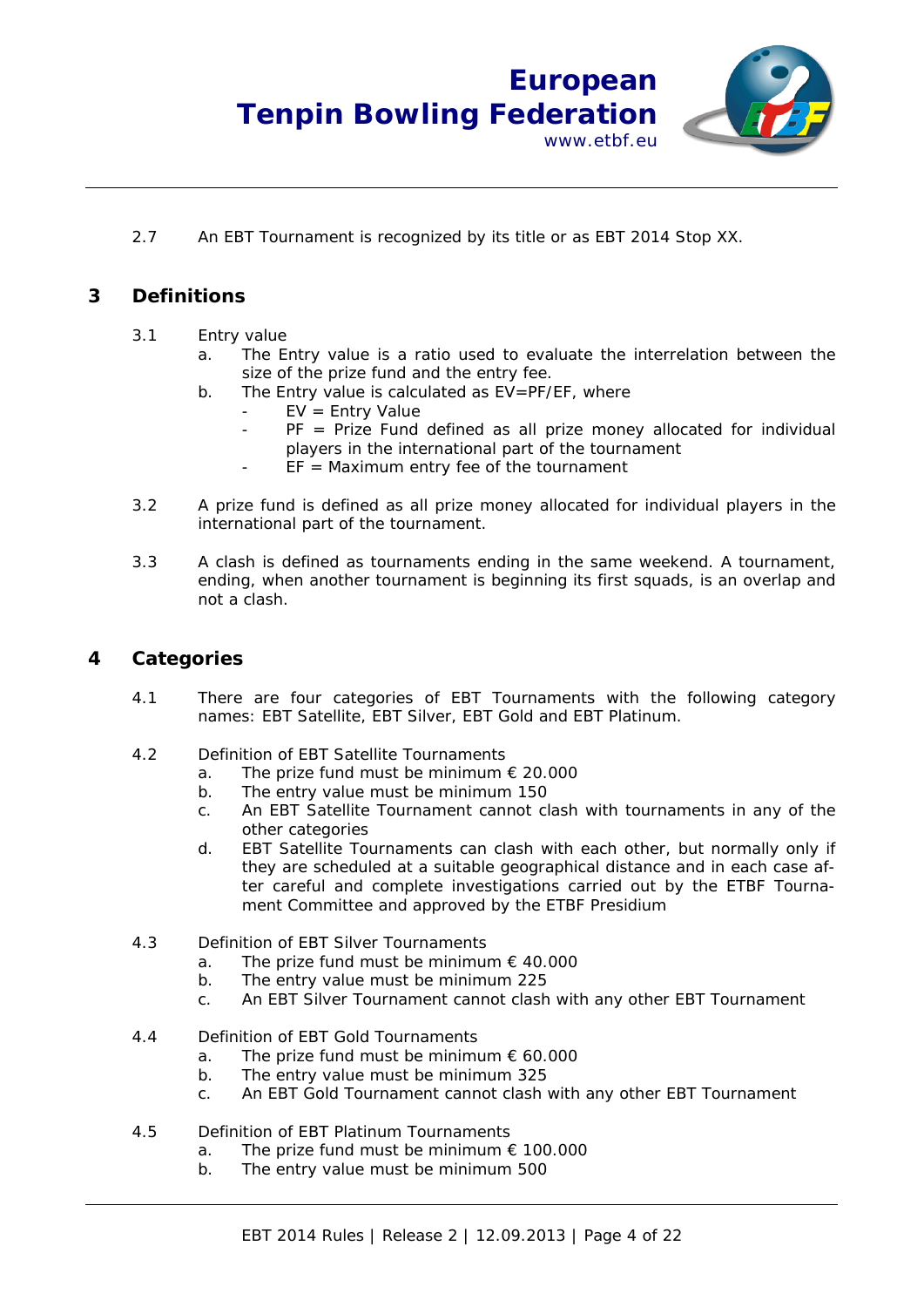2.7 An EBT Tournament is recognized by its title or as EBT 2014 Stop XX.

## 3 Definitions

3.1 Entry value

a. The Entry value is a ratio used to evaluate the interrelation between the size of the prize fund and the entry fee.

b. The Entry value is calculated as EV=PF/EF, where
   - EV = Entry Value
   - PF = Prize Fund defined as all prize money allocated for individual players in the international part of the tournament
   - EF = Maximum entry fee of the tournament

3.2 A prize fund is defined as all prize money allocated for individual players in the international part of the tournament.

3.3 A clash is defined as tournaments ending in the same weekend. A tournament, ending, when another tournament is beginning its first squads, is an overlap and not a clash.

## 4 Categories

4.1 There are four categories of EBT Tournaments with the following category names: EBT Satellite, EBT Silver, EBT Gold and EBT Platinum.

4.2 Definition of EBT Satellite Tournaments

a. The prize fund must be minimum € 20.000

b. The entry value must be minimum 150

c. An EBT Satellite Tournament cannot clash with tournaments in any of the other categories

d. EBT Satellite Tournaments can clash with each other, but normally only if they are scheduled at a suitable geographical distance and in each case after careful and complete investigations carried out by the ETBF Tournament Committee and approved by the ETBF Presidium

4.3 Definition of EBT Silver Tournaments

a. The prize fund must be minimum € 40.000

b. The entry value must be minimum 225

c. An EBT Silver Tournament cannot clash with any other EBT Tournament

4.4 Definition of EBT Gold Tournaments

a. The prize fund must be minimum € 60.000

b. The entry value must be minimum 325

c. An EBT Gold Tournament cannot clash with any other EBT Tournament

4.5 Definition of EBT Platinum Tournaments

a. The prize fund must be minimum € 100.000

b. The entry value must be minimum 500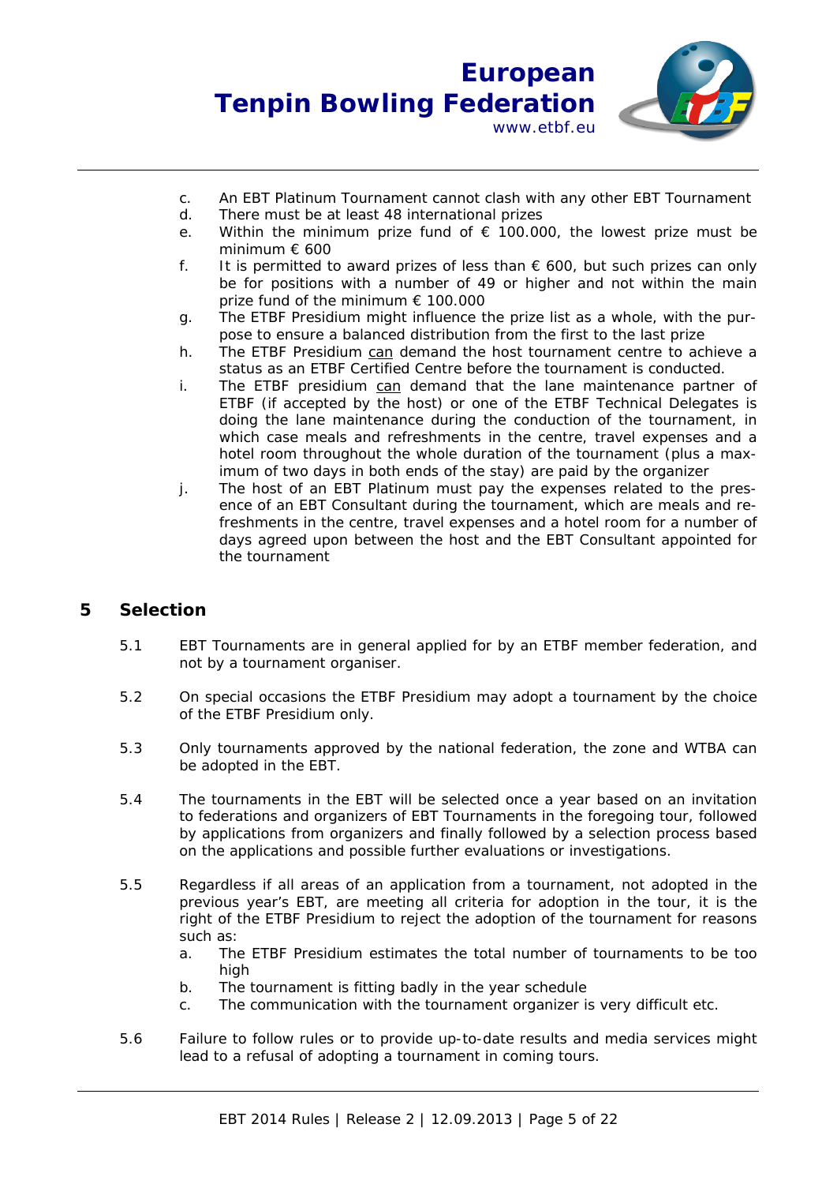c. An EBT Platinum Tournament cannot clash with any other EBT Tournament
d. There must be at least 48 international prizes
e. Within the minimum prize fund of € 100.000, the lowest prize must be minimum € 600
f. It is permitted to award prizes of less than € 600, but such prizes can only be for positions with a number of 49 or higher and not within the main prize fund of the minimum € 100.000
g. The ETBF Presidium might influence the prize list as a whole, with the purpose to ensure a balanced distribution from the first to the last prize
h. The ETBF Presidium <u>can</u> demand the host tournament centre to achieve a status as an ETBF Certified Centre before the tournament is conducted.
i. The ETBF presidium <u>can</u> demand that the lane maintenance partner of ETBF (if accepted by the host) or one of the ETBF Technical Delegates is doing the lane maintenance during the conduction of the tournament, in which case meals and refreshments in the centre, travel expenses and a hotel room throughout the whole duration of the tournament (plus a maximum of two days in both ends of the stay) are paid by the organizer
j. The host of an EBT Platinum must pay the expenses related to the presence of an EBT Consultant during the tournament, which are meals and refreshments in the centre, travel expenses and a hotel room for a number of days agreed upon between the host and the EBT Consultant appointed for the tournament

## 5 Selection

5.1 EBT Tournaments are in general applied for by an ETBF member federation, and not by a tournament organiser.

5.2 On special occasions the ETBF Presidium may adopt a tournament by the choice of the ETBF Presidium only.

5.3 Only tournaments approved by the national federation, the zone and WTBA can be adopted in the EBT.

5.4 The tournaments in the EBT will be selected once a year based on an invitation to federations and organizers of EBT Tournaments in the foregoing tour, followed by applications from organizers and finally followed by a selection process based on the applications and possible further evaluations or investigations.

5.5 Regardless if all areas of an application from a tournament, not adopted in the previous year's EBT, are meeting all criteria for adoption in the tour, it is the right of the ETBF Presidium to reject the adoption of the tournament for reasons such as:
a. The ETBF Presidium estimates the total number of tournaments to be too high
b. The tournament is fitting badly in the year schedule
c. The communication with the tournament organizer is very difficult etc.

5.6 Failure to follow rules or to provide up-to-date results and media services might lead to a refusal of adopting a tournament in coming tours.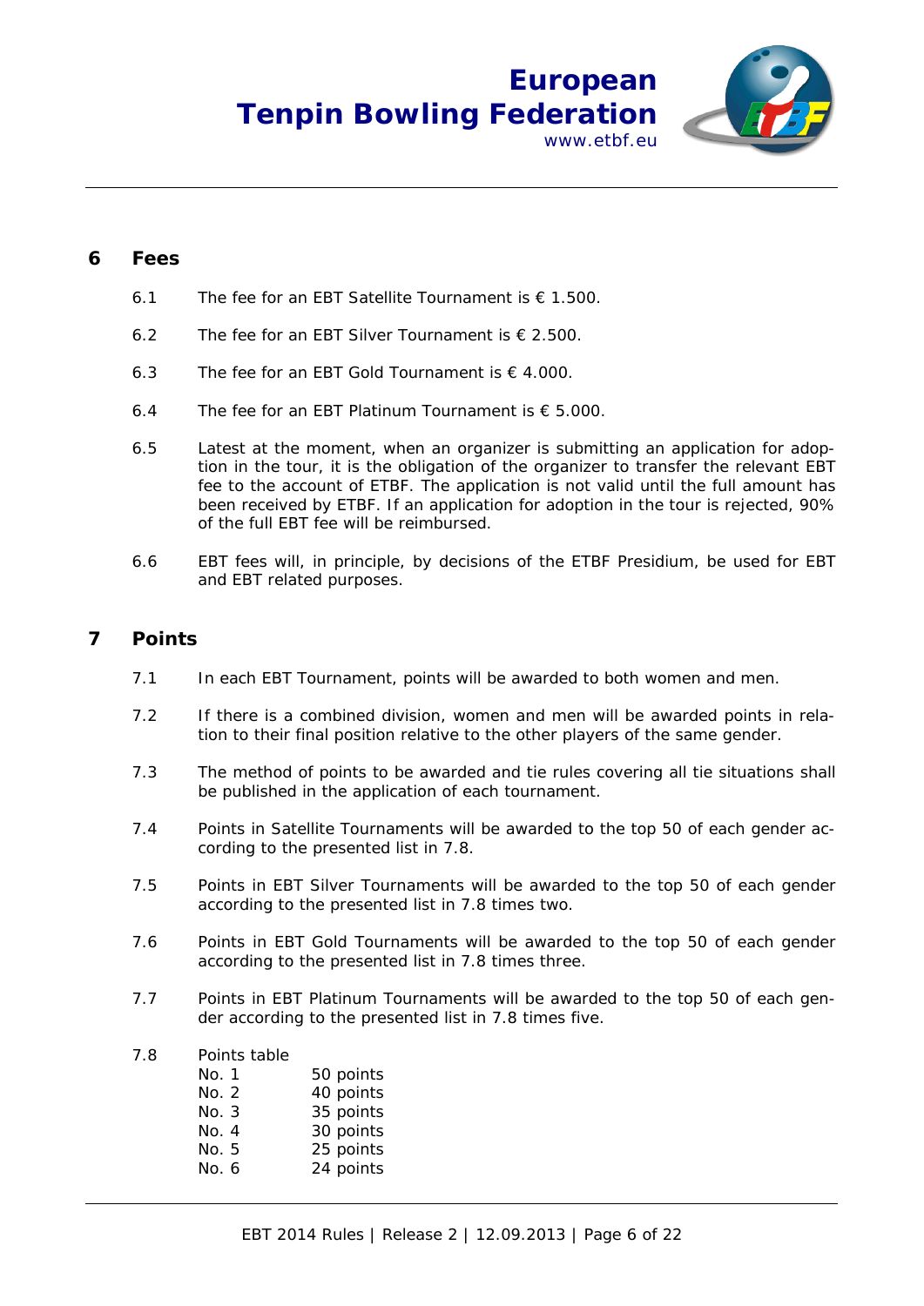## 6 Fees

6.1 The fee for an EBT Satellite Tournament is € 1.500.

6.2 The fee for an EBT Silver Tournament is € 2.500.

6.3 The fee for an EBT Gold Tournament is € 4.000.

6.4 The fee for an EBT Platinum Tournament is € 5.000.

6.5 Latest at the moment, when an organizer is submitting an application for adoption in the tour, it is the obligation of the organizer to transfer the relevant EBT fee to the account of ETBF. The application is not valid until the full amount has been received by ETBF. If an application for adoption in the tour is rejected, 90% of the full EBT fee will be reimbursed.

6.6 EBT fees will, in principle, by decisions of the ETBF Presidium, be used for EBT and EBT related purposes.

## 7 Points

7.1 In each EBT Tournament, points will be awarded to both women and men.

7.2 If there is a combined division, women and men will be awarded points in relation to their final position relative to the other players of the same gender.

7.3 The method of points to be awarded and tie rules covering all tie situations shall be published in the application of each tournament.

7.4 Points in Satellite Tournaments will be awarded to the top 50 of each gender according to the presented list in 7.8.

7.5 Points in EBT Silver Tournaments will be awarded to the top 50 of each gender according to the presented list in 7.8 times two.

7.6 Points in EBT Gold Tournaments will be awarded to the top 50 of each gender according to the presented list in 7.8 times three.

7.7 Points in EBT Platinum Tournaments will be awarded to the top 50 of each gender according to the presented list in 7.8 times five.

7.8 Points table

| | |
|---|---|
| No. 1 | 50 points |
| No. 2 | 40 points |
| No. 3 | 35 points |
| No. 4 | 30 points |
| No. 5 | 25 points |
| No. 6 | 24 points |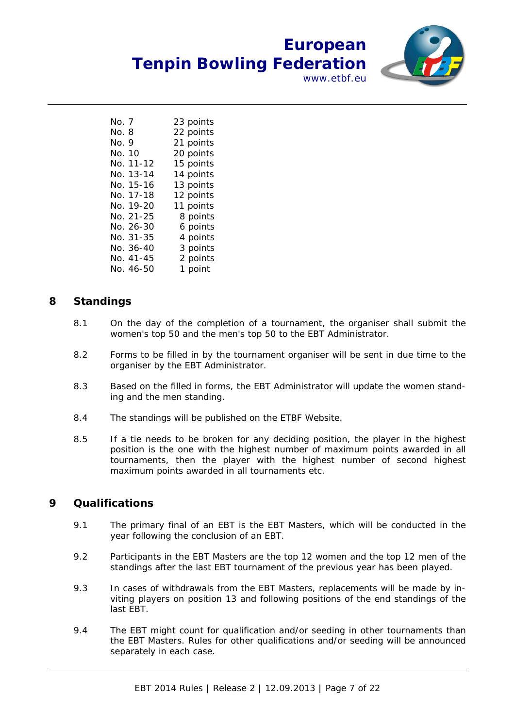| | |
|---|---|
| No. 7 | 23 points |
| No. 8 | 22 points |
| No. 9 | 21 points |
| No. 10 | 20 points |
| No. 11-12 | 15 points |
| No. 13-14 | 14 points |
| No. 15-16 | 13 points |
| No. 17-18 | 12 points |
| No. 19-20 | 11 points |
| No. 21-25 | 8 points |
| No. 26-30 | 6 points |
| No. 31-35 | 4 points |
| No. 36-40 | 3 points |
| No. 41-45 | 2 points |
| No. 46-50 | 1 point |

## 8 Standings

8.1 On the day of the completion of a tournament, the organiser shall submit the women's top 50 and the men's top 50 to the EBT Administrator.

8.2 Forms to be filled in by the tournament organiser will be sent in due time to the organiser by the EBT Administrator.

8.3 Based on the filled in forms, the EBT Administrator will update the women standing and the men standing.

8.4 The standings will be published on the ETBF Website.

8.5 If a tie needs to be broken for any deciding position, the player in the highest position is the one with the highest number of maximum points awarded in all tournaments, then the player with the highest number of second highest maximum points awarded in all tournaments etc.

## 9 Qualifications

9.1 The primary final of an EBT is the EBT Masters, which will be conducted in the year following the conclusion of an EBT.

9.2 Participants in the EBT Masters are the top 12 women and the top 12 men of the standings after the last EBT tournament of the previous year has been played.

9.3 In cases of withdrawals from the EBT Masters, replacements will be made by inviting players on position 13 and following positions of the end standings of the last EBT.

9.4 The EBT might count for qualification and/or seeding in other tournaments than the EBT Masters. Rules for other qualifications and/or seeding will be announced separately in each case.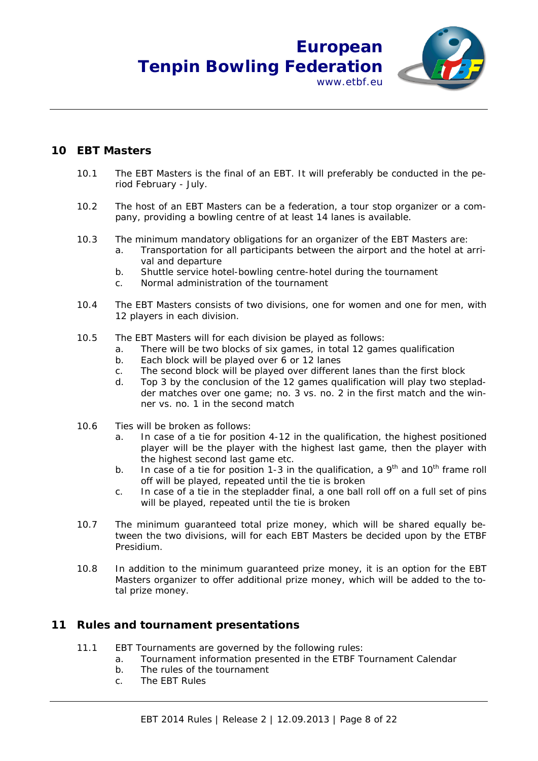## 10 EBT Masters

10.1 The EBT Masters is the final of an EBT. It will preferably be conducted in the period February - July.

10.2 The host of an EBT Masters can be a federation, a tour stop organizer or a company, providing a bowling centre of at least 14 lanes is available.

10.3 The minimum mandatory obligations for an organizer of the EBT Masters are:

a. Transportation for all participants between the airport and the hotel at arrival and departure
b. Shuttle service hotel-bowling centre-hotel during the tournament
c. Normal administration of the tournament

10.4 The EBT Masters consists of two divisions, one for women and one for men, with 12 players in each division.

10.5 The EBT Masters will for each division be played as follows:

a. There will be two blocks of six games, in total 12 games qualification
b. Each block will be played over 6 or 12 lanes
c. The second block will be played over different lanes than the first block
d. Top 3 by the conclusion of the 12 games qualification will play two stepladder matches over one game; no. 3 vs. no. 2 in the first match and the winner vs. no. 1 in the second match

10.6 Ties will be broken as follows:

a. In case of a tie for position 4-12 in the qualification, the highest positioned player will be the player with the highest last game, then the player with the highest second last game etc.
b. In case of a tie for position 1-3 in the qualification, a 9th and 10th frame roll off will be played, repeated until the tie is broken
c. In case of a tie in the stepladder final, a one ball roll off on a full set of pins will be played, repeated until the tie is broken

10.7 The minimum guaranteed total prize money, which will be shared equally between the two divisions, will for each EBT Masters be decided upon by the ETBF Presidium.

10.8 In addition to the minimum guaranteed prize money, it is an option for the EBT Masters organizer to offer additional prize money, which will be added to the total prize money.

## 11 Rules and tournament presentations

11.1 EBT Tournaments are governed by the following rules:

a. Tournament information presented in the ETBF Tournament Calendar
b. The rules of the tournament
c. The EBT Rules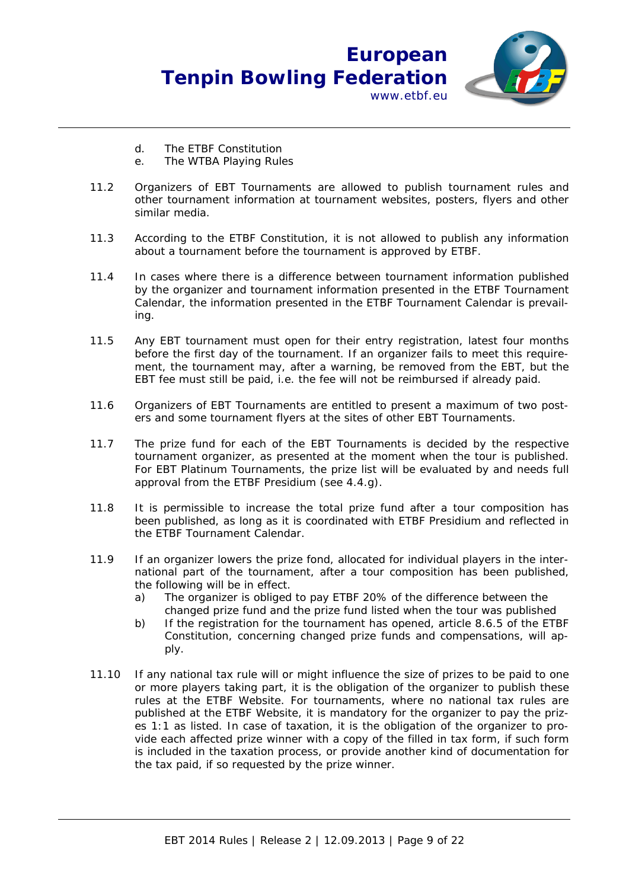d. The ETBF Constitution
e. The WTBA Playing Rules

11.2 Organizers of EBT Tournaments are allowed to publish tournament rules and other tournament information at tournament websites, posters, flyers and other similar media.

11.3 According to the ETBF Constitution, it is not allowed to publish any information about a tournament before the tournament is approved by ETBF.

11.4 In cases where there is a difference between tournament information published by the organizer and tournament information presented in the ETBF Tournament Calendar, the information presented in the ETBF Tournament Calendar is prevailing.

11.5 Any EBT tournament must open for their entry registration, latest four months before the first day of the tournament. If an organizer fails to meet this requirement, the tournament may, after a warning, be removed from the EBT, but the EBT fee must still be paid, i.e. the fee will not be reimbursed if already paid.

11.6 Organizers of EBT Tournaments are entitled to present a maximum of two posters and some tournament flyers at the sites of other EBT Tournaments.

11.7 The prize fund for each of the EBT Tournaments is decided by the respective tournament organizer, as presented at the moment when the tour is published. For EBT Platinum Tournaments, the prize list will be evaluated by and needs full approval from the ETBF Presidium (see 4.4.g).

11.8 It is permissible to increase the total prize fund after a tour composition has been published, as long as it is coordinated with ETBF Presidium and reflected in the ETBF Tournament Calendar.

11.9 If an organizer lowers the prize fond, allocated for individual players in the international part of the tournament, after a tour composition has been published, the following will be in effect.
   a) The organizer is obliged to pay ETBF 20% of the difference between the changed prize fund and the prize fund listed when the tour was published
   b) If the registration for the tournament has opened, article 8.6.5 of the ETBF Constitution, concerning changed prize funds and compensations, will apply.

11.10 If any national tax rule will or might influence the size of prizes to be paid to one or more players taking part, it is the obligation of the organizer to publish these rules at the ETBF Website. For tournaments, where no national tax rules are published at the ETBF Website, it is mandatory for the organizer to pay the prizes 1:1 as listed. In case of taxation, it is the obligation of the organizer to provide each affected prize winner with a copy of the filled in tax form, if such form is included in the taxation process, or provide another kind of documentation for the tax paid, if so requested by the prize winner.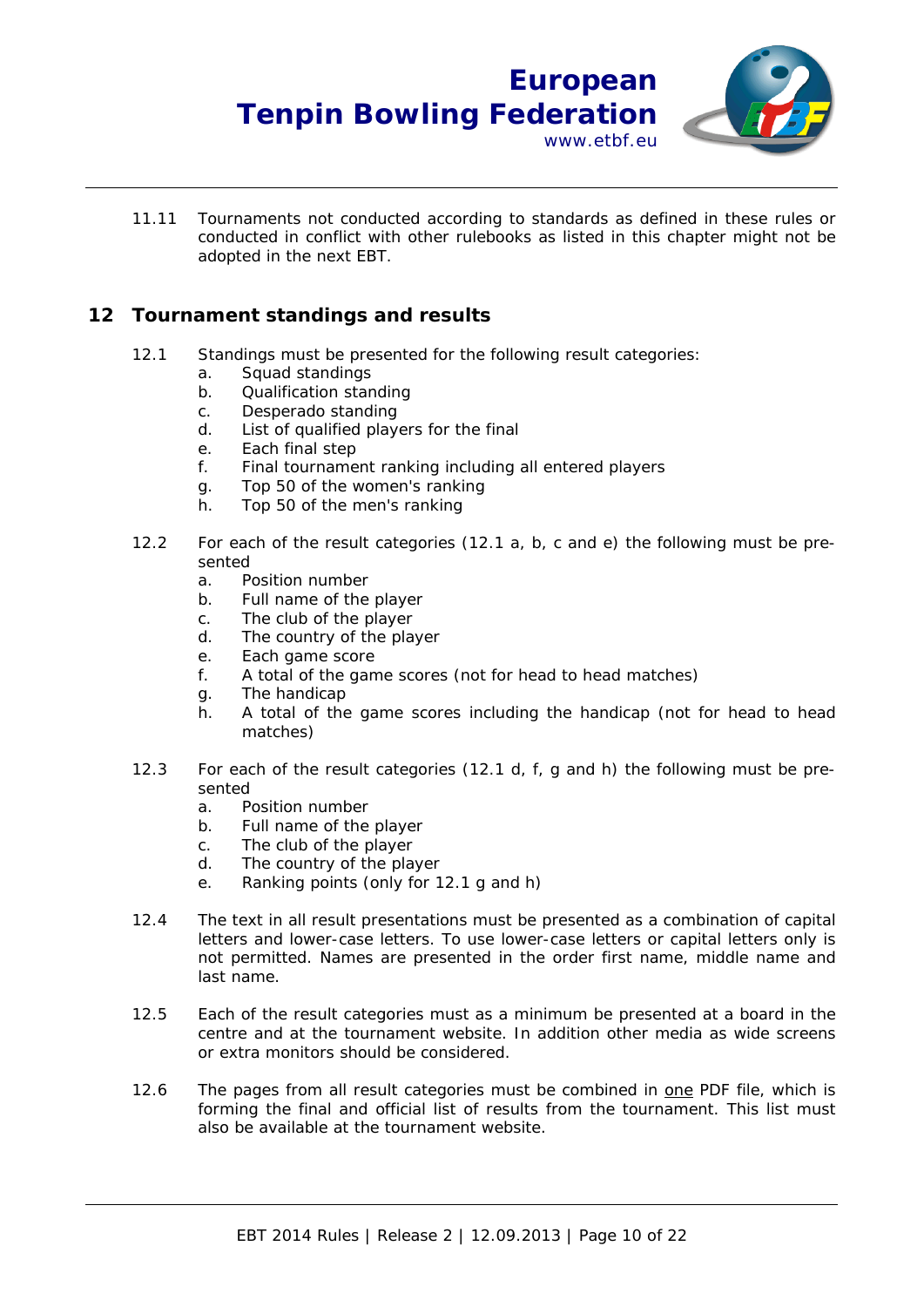11.11 Tournaments not conducted according to standards as defined in these rules or conducted in conflict with other rulebooks as listed in this chapter might not be adopted in the next EBT.

## 12 Tournament standings and results

12.1 Standings must be presented for the following result categories:

a. Squad standings
b. Qualification standing
c. Desperado standing
d. List of qualified players for the final
e. Each final step
f. Final tournament ranking including all entered players
g. Top 50 of the women's ranking
h. Top 50 of the men's ranking

12.2 For each of the result categories (12.1 a, b, c and e) the following must be presented

a. Position number
b. Full name of the player
c. The club of the player
d. The country of the player
e. Each game score
f. A total of the game scores (not for head to head matches)
g. The handicap
h. A total of the game scores including the handicap (not for head to head matches)

12.3 For each of the result categories (12.1 d, f, g and h) the following must be presented

a. Position number
b. Full name of the player
c. The club of the player
d. The country of the player
e. Ranking points (only for 12.1 g and h)

12.4 The text in all result presentations must be presented as a combination of capital letters and lower-case letters. To use lower-case letters or capital letters only is not permitted. Names are presented in the order first name, middle name and last name.

12.5 Each of the result categories must as a minimum be presented at a board in the centre and at the tournament website. In addition other media as wide screens or extra monitors should be considered.

12.6 The pages from all result categories must be combined in <u>one</u> PDF file, which is forming the final and official list of results from the tournament. This list must also be available at the tournament website.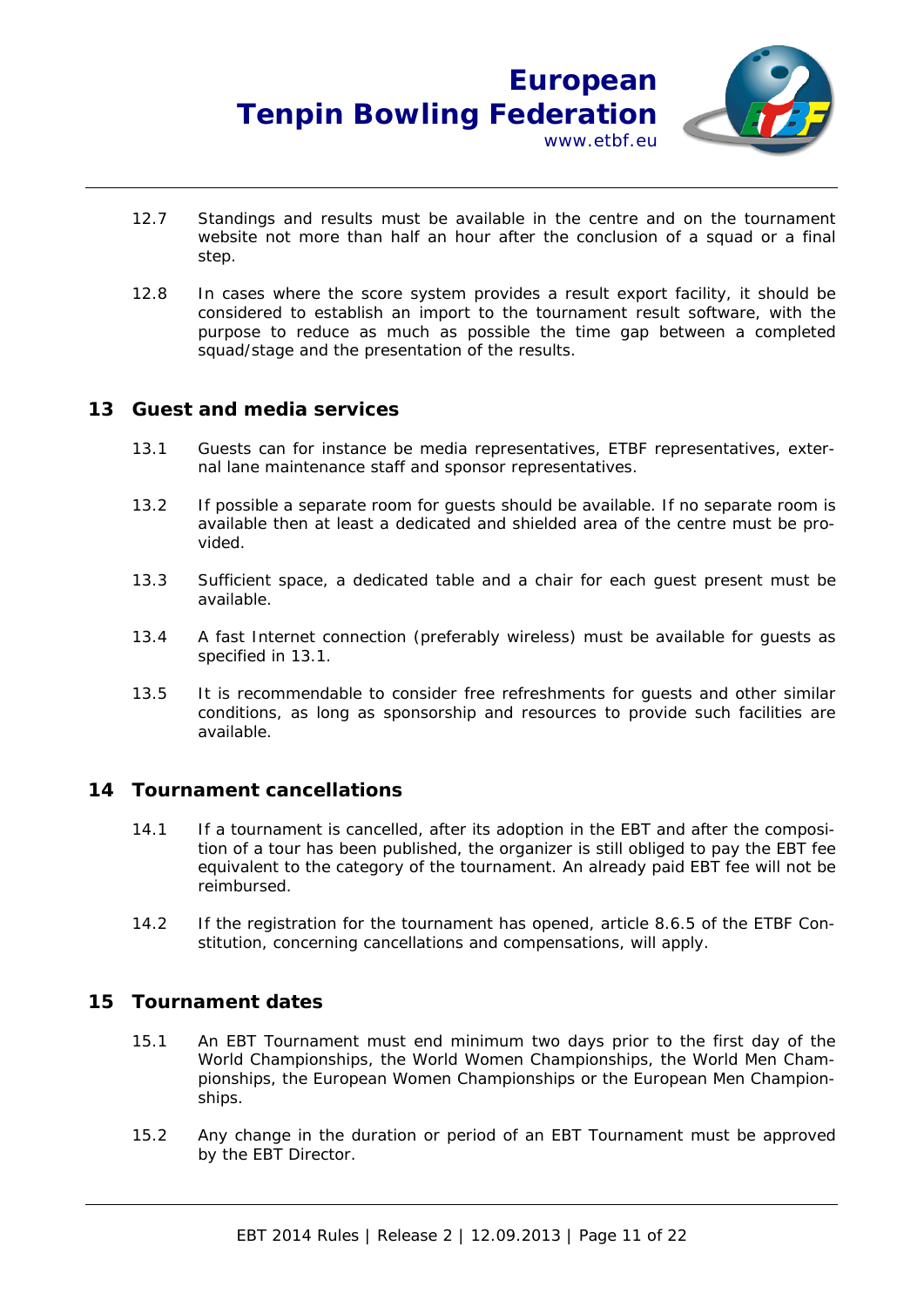12.7 Standings and results must be available in the centre and on the tournament website not more than half an hour after the conclusion of a squad or a final step.

12.8 In cases where the score system provides a result export facility, it should be considered to establish an import to the tournament result software, with the purpose to reduce as much as possible the time gap between a completed squad/stage and the presentation of the results.

## 13 Guest and media services

13.1 Guests can for instance be media representatives, ETBF representatives, external lane maintenance staff and sponsor representatives.

13.2 If possible a separate room for guests should be available. If no separate room is available then at least a dedicated and shielded area of the centre must be provided.

13.3 Sufficient space, a dedicated table and a chair for each guest present must be available.

13.4 A fast Internet connection (preferably wireless) must be available for guests as specified in 13.1.

13.5 It is recommendable to consider free refreshments for guests and other similar conditions, as long as sponsorship and resources to provide such facilities are available.

## 14 Tournament cancellations

14.1 If a tournament is cancelled, after its adoption in the EBT and after the composition of a tour has been published, the organizer is still obliged to pay the EBT fee equivalent to the category of the tournament. An already paid EBT fee will not be reimbursed.

14.2 If the registration for the tournament has opened, article 8.6.5 of the ETBF Constitution, concerning cancellations and compensations, will apply.

## 15 Tournament dates

15.1 An EBT Tournament must end minimum two days prior to the first day of the World Championships, the World Women Championships, the World Men Championships, the European Women Championships or the European Men Championships.

15.2 Any change in the duration or period of an EBT Tournament must be approved by the EBT Director.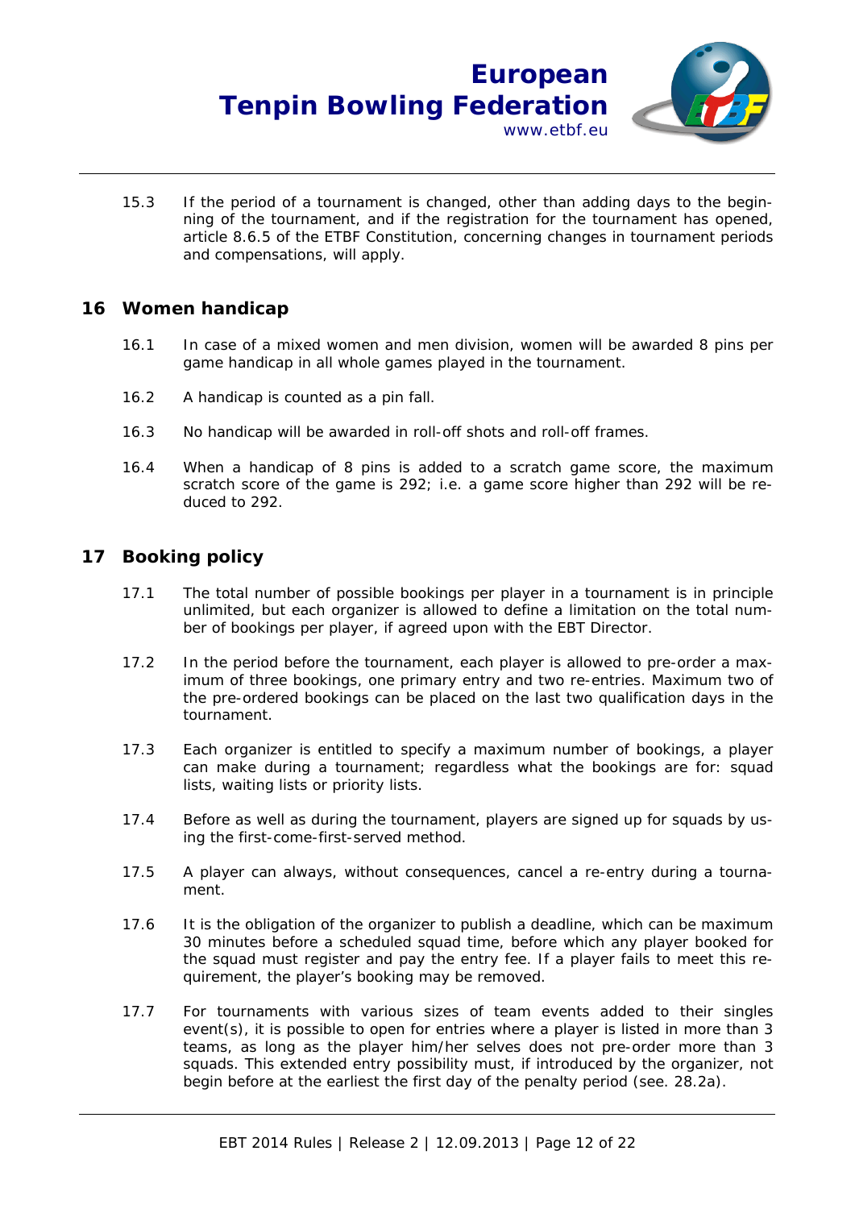15.3 If the period of a tournament is changed, other than adding days to the beginning of the tournament, and if the registration for the tournament has opened, article 8.6.5 of the ETBF Constitution, concerning changes in tournament periods and compensations, will apply.

## 16 Women handicap

16.1 In case of a mixed women and men division, women will be awarded 8 pins per game handicap in all whole games played in the tournament.

16.2 A handicap is counted as a pin fall.

16.3 No handicap will be awarded in roll-off shots and roll-off frames.

16.4 When a handicap of 8 pins is added to a scratch game score, the maximum scratch score of the game is 292; i.e. a game score higher than 292 will be reduced to 292.

## 17 Booking policy

17.1 The total number of possible bookings per player in a tournament is in principle unlimited, but each organizer is allowed to define a limitation on the total number of bookings per player, if agreed upon with the EBT Director.

17.2 In the period before the tournament, each player is allowed to pre-order a maximum of three bookings, one primary entry and two re-entries. Maximum two of the pre-ordered bookings can be placed on the last two qualification days in the tournament.

17.3 Each organizer is entitled to specify a maximum number of bookings, a player can make during a tournament; regardless what the bookings are for: squad lists, waiting lists or priority lists.

17.4 Before as well as during the tournament, players are signed up for squads by using the first-come-first-served method.

17.5 A player can always, without consequences, cancel a re-entry during a tournament.

17.6 It is the obligation of the organizer to publish a deadline, which can be maximum 30 minutes before a scheduled squad time, before which any player booked for the squad must register and pay the entry fee. If a player fails to meet this requirement, the player's booking may be removed.

17.7 For tournaments with various sizes of team events added to their singles event(s), it is possible to open for entries where a player is listed in more than 3 teams, as long as the player him/her selves does not pre-order more than 3 squads. This extended entry possibility must, if introduced by the organizer, not begin before at the earliest the first day of the penalty period (see. 28.2a).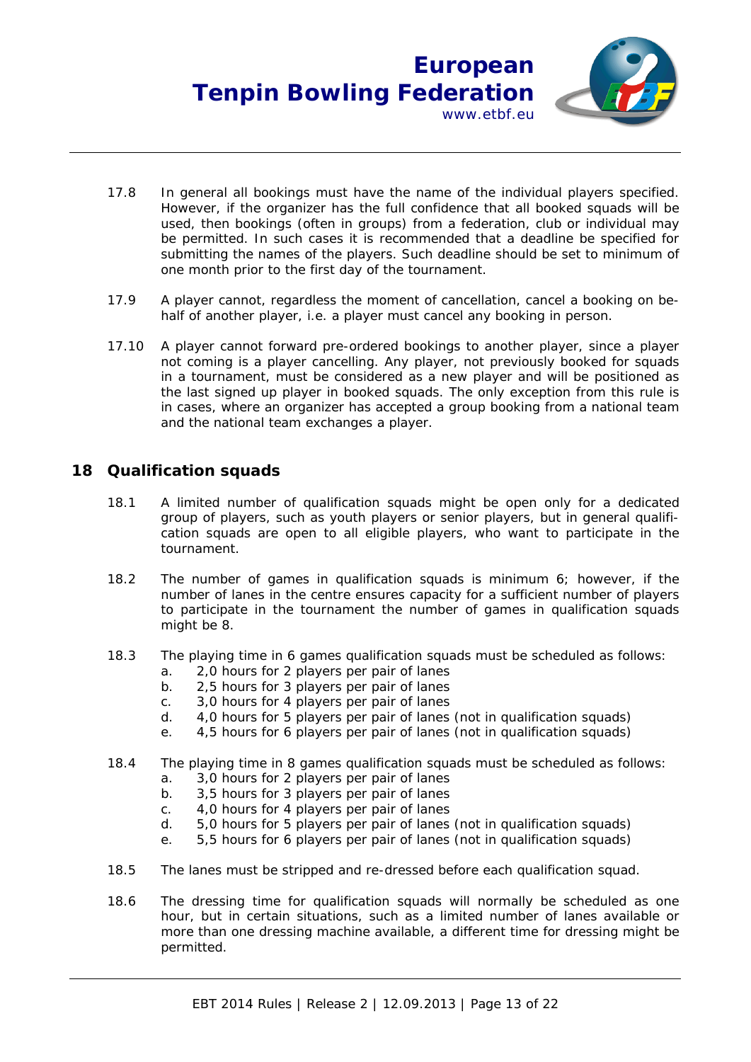17.8 In general all bookings must have the name of the individual players specified. However, if the organizer has the full confidence that all booked squads will be used, then bookings (often in groups) from a federation, club or individual may be permitted. In such cases it is recommended that a deadline be specified for submitting the names of the players. Such deadline should be set to minimum of one month prior to the first day of the tournament.

17.9 A player cannot, regardless the moment of cancellation, cancel a booking on behalf of another player, i.e. a player must cancel any booking in person.

17.10 A player cannot forward pre-ordered bookings to another player, since a player not coming is a player cancelling. Any player, not previously booked for squads in a tournament, must be considered as a new player and will be positioned as the last signed up player in booked squads. The only exception from this rule is in cases, where an organizer has accepted a group booking from a national team and the national team exchanges a player.

## 18 Qualification squads

18.1 A limited number of qualification squads might be open only for a dedicated group of players, such as youth players or senior players, but in general qualification squads are open to all eligible players, who want to participate in the tournament.

18.2 The number of games in qualification squads is minimum 6; however, if the number of lanes in the centre ensures capacity for a sufficient number of players to participate in the tournament the number of games in qualification squads might be 8.

18.3 The playing time in 6 games qualification squads must be scheduled as follows:

a. 2,0 hours for 2 players per pair of lanes
b. 2,5 hours for 3 players per pair of lanes
c. 3,0 hours for 4 players per pair of lanes
d. 4,0 hours for 5 players per pair of lanes (not in qualification squads)
e. 4,5 hours for 6 players per pair of lanes (not in qualification squads)

18.4 The playing time in 8 games qualification squads must be scheduled as follows:

a. 3,0 hours for 2 players per pair of lanes
b. 3,5 hours for 3 players per pair of lanes
c. 4,0 hours for 4 players per pair of lanes
d. 5,0 hours for 5 players per pair of lanes (not in qualification squads)
e. 5,5 hours for 6 players per pair of lanes (not in qualification squads)

18.5 The lanes must be stripped and re-dressed before each qualification squad.

18.6 The dressing time for qualification squads will normally be scheduled as one hour, but in certain situations, such as a limited number of lanes available or more than one dressing machine available, a different time for dressing might be permitted.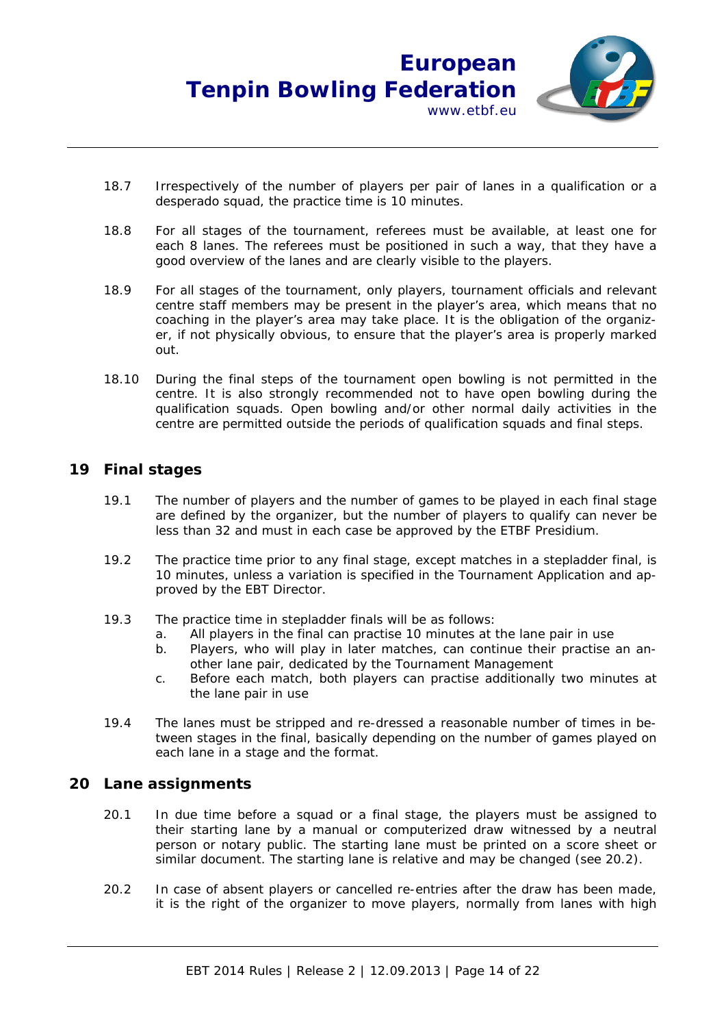18.7 Irrespectively of the number of players per pair of lanes in a qualification or a desperado squad, the practice time is 10 minutes.

18.8 For all stages of the tournament, referees must be available, at least one for each 8 lanes. The referees must be positioned in such a way, that they have a good overview of the lanes and are clearly visible to the players.

18.9 For all stages of the tournament, only players, tournament officials and relevant centre staff members may be present in the player's area, which means that no coaching in the player's area may take place. It is the obligation of the organizer, if not physically obvious, to ensure that the player's area is properly marked out.

18.10 During the final steps of the tournament open bowling is not permitted in the centre. It is also strongly recommended not to have open bowling during the qualification squads. Open bowling and/or other normal daily activities in the centre are permitted outside the periods of qualification squads and final steps.

## 19 Final stages

19.1 The number of players and the number of games to be played in each final stage are defined by the organizer, but the number of players to qualify can never be less than 32 and must in each case be approved by the ETBF Presidium.

19.2 The practice time prior to any final stage, except matches in a stepladder final, is 10 minutes, unless a variation is specified in the Tournament Application and approved by the EBT Director.

19.3 The practice time in stepladder finals will be as follows:

a. All players in the final can practise 10 minutes at the lane pair in use
b. Players, who will play in later matches, can continue their practise an another lane pair, dedicated by the Tournament Management
c. Before each match, both players can practise additionally two minutes at the lane pair in use

19.4 The lanes must be stripped and re-dressed a reasonable number of times in between stages in the final, basically depending on the number of games played on each lane in a stage and the format.

## 20 Lane assignments

20.1 In due time before a squad or a final stage, the players must be assigned to their starting lane by a manual or computerized draw witnessed by a neutral person or notary public. The starting lane must be printed on a score sheet or similar document. The starting lane is relative and may be changed (see 20.2).

20.2 In case of absent players or cancelled re-entries after the draw has been made, it is the right of the organizer to move players, normally from lanes with high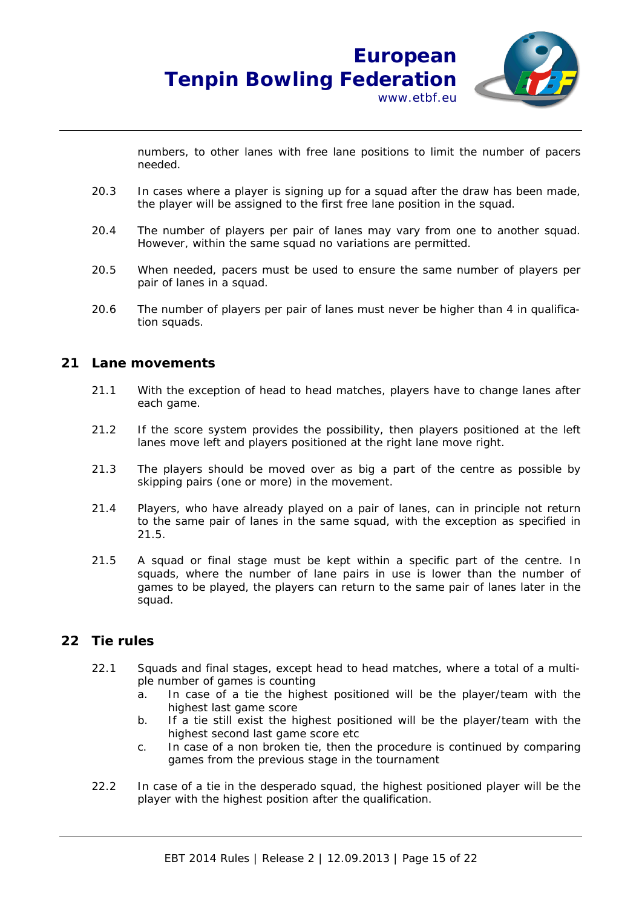numbers, to other lanes with free lane positions to limit the number of pacers needed.

20.3 In cases where a player is signing up for a squad after the draw has been made, the player will be assigned to the first free lane position in the squad.

20.4 The number of players per pair of lanes may vary from one to another squad. However, within the same squad no variations are permitted.

20.5 When needed, pacers must be used to ensure the same number of players per pair of lanes in a squad.

20.6 The number of players per pair of lanes must never be higher than 4 in qualification squads.

## 21 Lane movements

21.1 With the exception of head to head matches, players have to change lanes after each game.

21.2 If the score system provides the possibility, then players positioned at the left lanes move left and players positioned at the right lane move right.

21.3 The players should be moved over as big a part of the centre as possible by skipping pairs (one or more) in the movement.

21.4 Players, who have already played on a pair of lanes, can in principle not return to the same pair of lanes in the same squad, with the exception as specified in 21.5.

21.5 A squad or final stage must be kept within a specific part of the centre. In squads, where the number of lane pairs in use is lower than the number of games to be played, the players can return to the same pair of lanes later in the squad.

## 22 Tie rules

22.1 Squads and final stages, except head to head matches, where a total of a multiple number of games is counting

a. In case of a tie the highest positioned will be the player/team with the highest last game score
b. If a tie still exist the highest positioned will be the player/team with the highest second last game score etc
c. In case of a non broken tie, then the procedure is continued by comparing games from the previous stage in the tournament

22.2 In case of a tie in the desperado squad, the highest positioned player will be the player with the highest position after the qualification.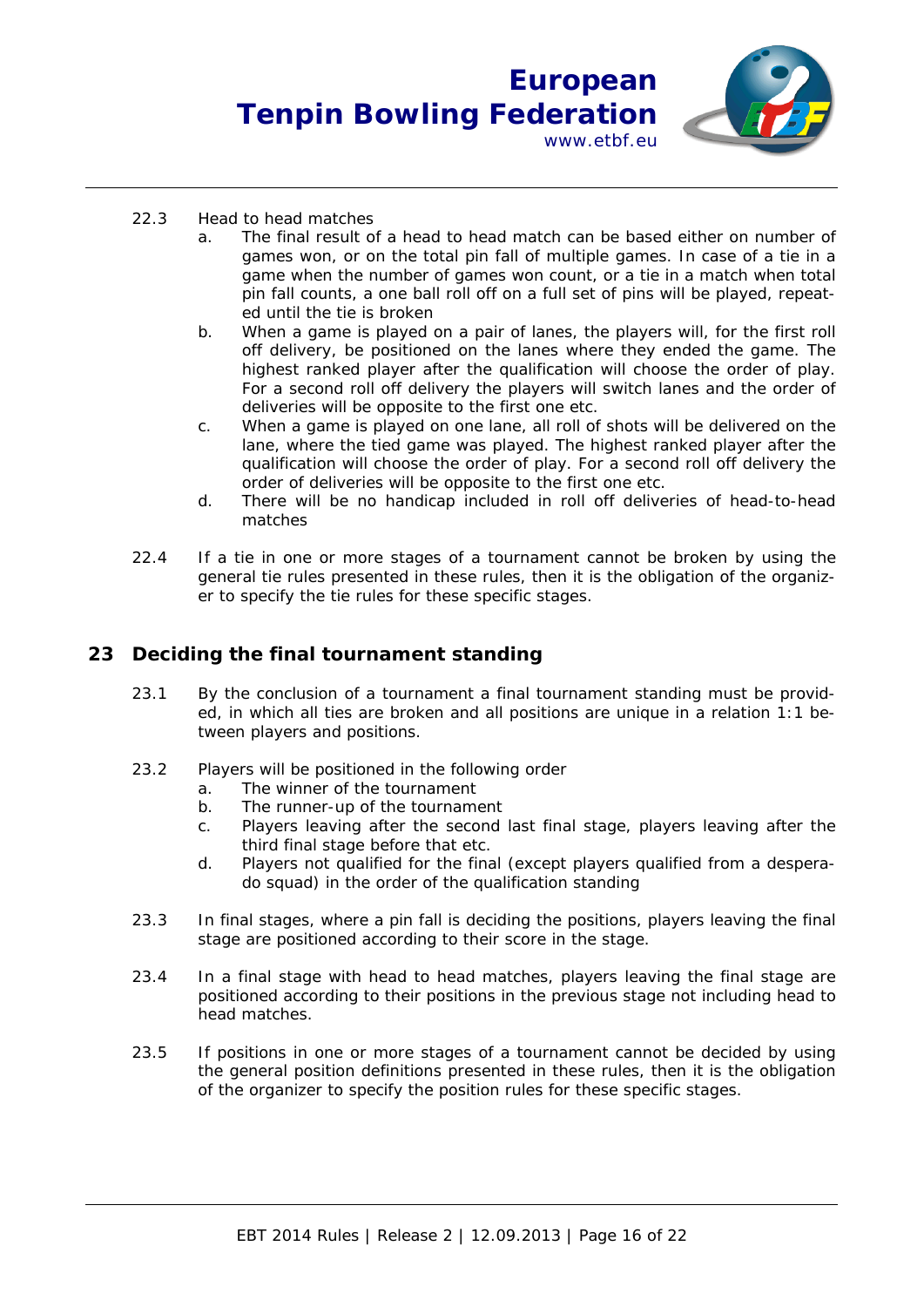22.3 Head to head matches

a. The final result of a head to head match can be based either on number of games won, or on the total pin fall of multiple games. In case of a tie in a game when the number of games won count, or a tie in a match when total pin fall counts, a one ball roll off on a full set of pins will be played, repeated until the tie is broken

b. When a game is played on a pair of lanes, the players will, for the first roll off delivery, be positioned on the lanes where they ended the game. The highest ranked player after the qualification will choose the order of play. For a second roll off delivery the players will switch lanes and the order of deliveries will be opposite to the first one etc.

c. When a game is played on one lane, all roll of shots will be delivered on the lane, where the tied game was played. The highest ranked player after the qualification will choose the order of play. For a second roll off delivery the order of deliveries will be opposite to the first one etc.

d. There will be no handicap included in roll off deliveries of head-to-head matches

22.4 If a tie in one or more stages of a tournament cannot be broken by using the general tie rules presented in these rules, then it is the obligation of the organizer to specify the tie rules for these specific stages.

## 23 Deciding the final tournament standing

23.1 By the conclusion of a tournament a final tournament standing must be provided, in which all ties are broken and all positions are unique in a relation 1:1 between players and positions.

23.2 Players will be positioned in the following order

a. The winner of the tournament

b. The runner-up of the tournament

c. Players leaving after the second last final stage, players leaving after the third final stage before that etc.

d. Players not qualified for the final (except players qualified from a desperado squad) in the order of the qualification standing

23.3 In final stages, where a pin fall is deciding the positions, players leaving the final stage are positioned according to their score in the stage.

23.4 In a final stage with head to head matches, players leaving the final stage are positioned according to their positions in the previous stage not including head to head matches.

23.5 If positions in one or more stages of a tournament cannot be decided by using the general position definitions presented in these rules, then it is the obligation of the organizer to specify the position rules for these specific stages.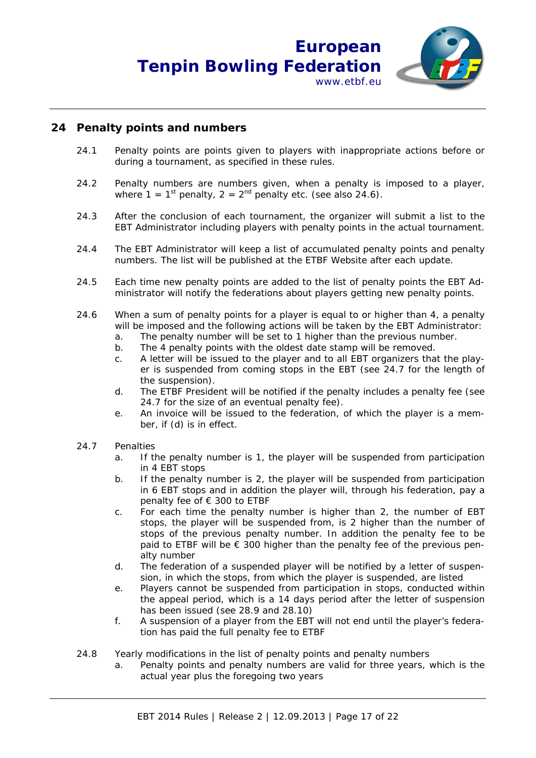## 24 Penalty points and numbers

24.1 Penalty points are points given to players with inappropriate actions before or during a tournament, as specified in these rules.

24.2 Penalty numbers are numbers given, when a penalty is imposed to a player, where 1 = 1st penalty, 2 = 2nd penalty etc. (see also 24.6).

24.3 After the conclusion of each tournament, the organizer will submit a list to the EBT Administrator including players with penalty points in the actual tournament.

24.4 The EBT Administrator will keep a list of accumulated penalty points and penalty numbers. The list will be published at the ETBF Website after each update.

24.5 Each time new penalty points are added to the list of penalty points the EBT Administrator will notify the federations about players getting new penalty points.

24.6 When a sum of penalty points for a player is equal to or higher than 4, a penalty will be imposed and the following actions will be taken by the EBT Administrator:

- a. The penalty number will be set to 1 higher than the previous number.
- b. The 4 penalty points with the oldest date stamp will be removed.
- c. A letter will be issued to the player and to all EBT organizers that the player is suspended from coming stops in the EBT (see 24.7 for the length of the suspension).
- d. The ETBF President will be notified if the penalty includes a penalty fee (see 24.7 for the size of an eventual penalty fee).
- e. An invoice will be issued to the federation, of which the player is a member, if (d) is in effect.

24.7 Penalties

- a. If the penalty number is 1, the player will be suspended from participation in 4 EBT stops
- b. If the penalty number is 2, the player will be suspended from participation in 6 EBT stops and in addition the player will, through his federation, pay a penalty fee of € 300 to ETBF
- c. For each time the penalty number is higher than 2, the number of EBT stops, the player will be suspended from, is 2 higher than the number of stops of the previous penalty number. In addition the penalty fee to be paid to ETBF will be € 300 higher than the penalty fee of the previous penalty number
- d. The federation of a suspended player will be notified by a letter of suspension, in which the stops, from which the player is suspended, are listed
- e. Players cannot be suspended from participation in stops, conducted within the appeal period, which is a 14 days period after the letter of suspension has been issued (see 28.9 and 28.10)
- f. A suspension of a player from the EBT will not end until the player's federation has paid the full penalty fee to ETBF

24.8 Yearly modifications in the list of penalty points and penalty numbers

- a. Penalty points and penalty numbers are valid for three years, which is the actual year plus the foregoing two years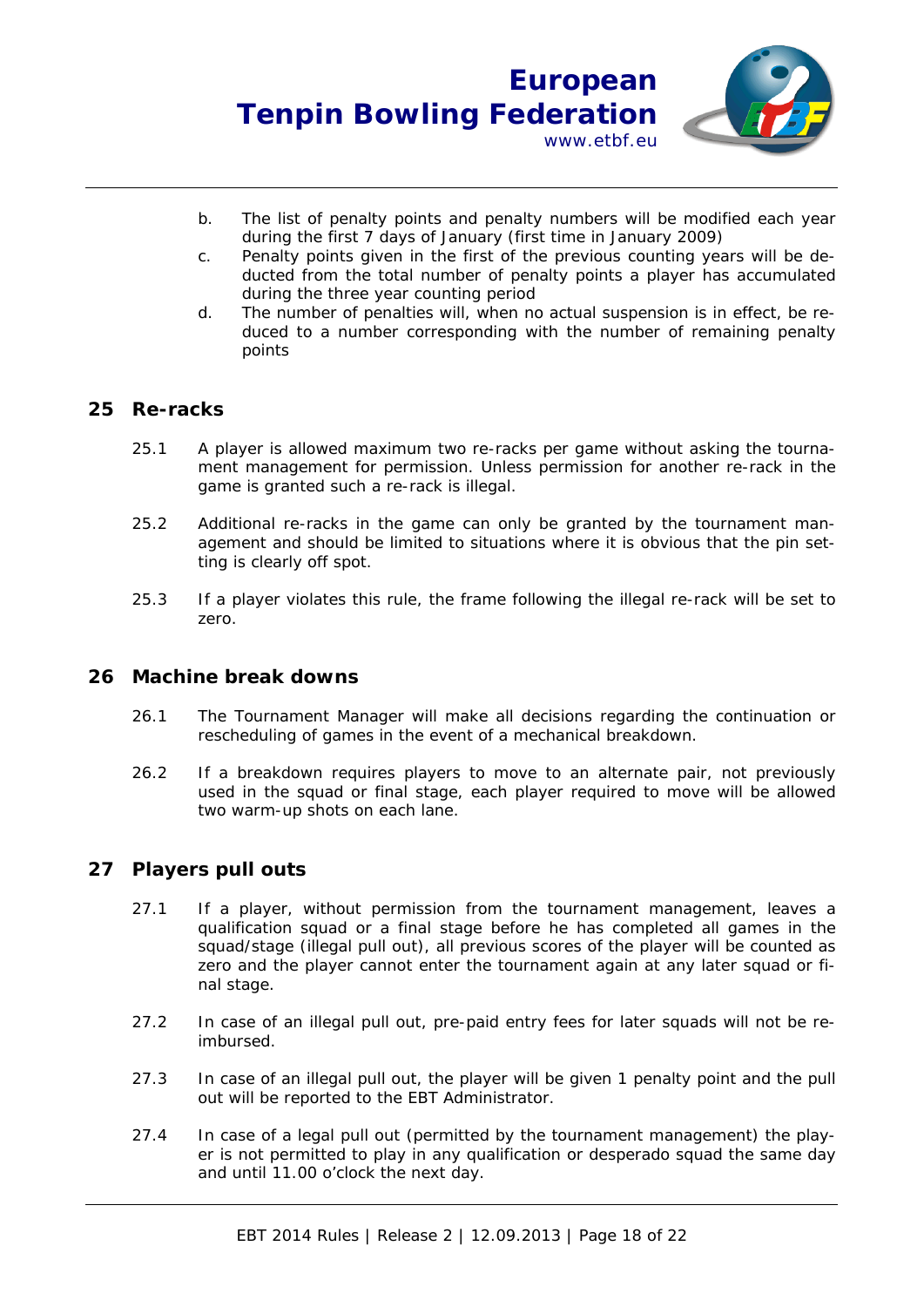b. The list of penalty points and penalty numbers will be modified each year during the first 7 days of January (first time in January 2009)

c. Penalty points given in the first of the previous counting years will be deducted from the total number of penalty points a player has accumulated during the three year counting period

d. The number of penalties will, when no actual suspension is in effect, be reduced to a number corresponding with the number of remaining penalty points

## 25 Re-racks

25.1 A player is allowed maximum two re-racks per game without asking the tournament management for permission. Unless permission for another re-rack in the game is granted such a re-rack is illegal.

25.2 Additional re-racks in the game can only be granted by the tournament management and should be limited to situations where it is obvious that the pin setting is clearly off spot.

25.3 If a player violates this rule, the frame following the illegal re-rack will be set to zero.

## 26 Machine break downs

26.1 The Tournament Manager will make all decisions regarding the continuation or rescheduling of games in the event of a mechanical breakdown.

26.2 If a breakdown requires players to move to an alternate pair, not previously used in the squad or final stage, each player required to move will be allowed two warm-up shots on each lane.

## 27 Players pull outs

27.1 If a player, without permission from the tournament management, leaves a qualification squad or a final stage before he has completed all games in the squad/stage (illegal pull out), all previous scores of the player will be counted as zero and the player cannot enter the tournament again at any later squad or final stage.

27.2 In case of an illegal pull out, pre-paid entry fees for later squads will not be reimbursed.

27.3 In case of an illegal pull out, the player will be given 1 penalty point and the pull out will be reported to the EBT Administrator.

27.4 In case of a legal pull out (permitted by the tournament management) the player is not permitted to play in any qualification or desperado squad the same day and until 11.00 o'clock the next day.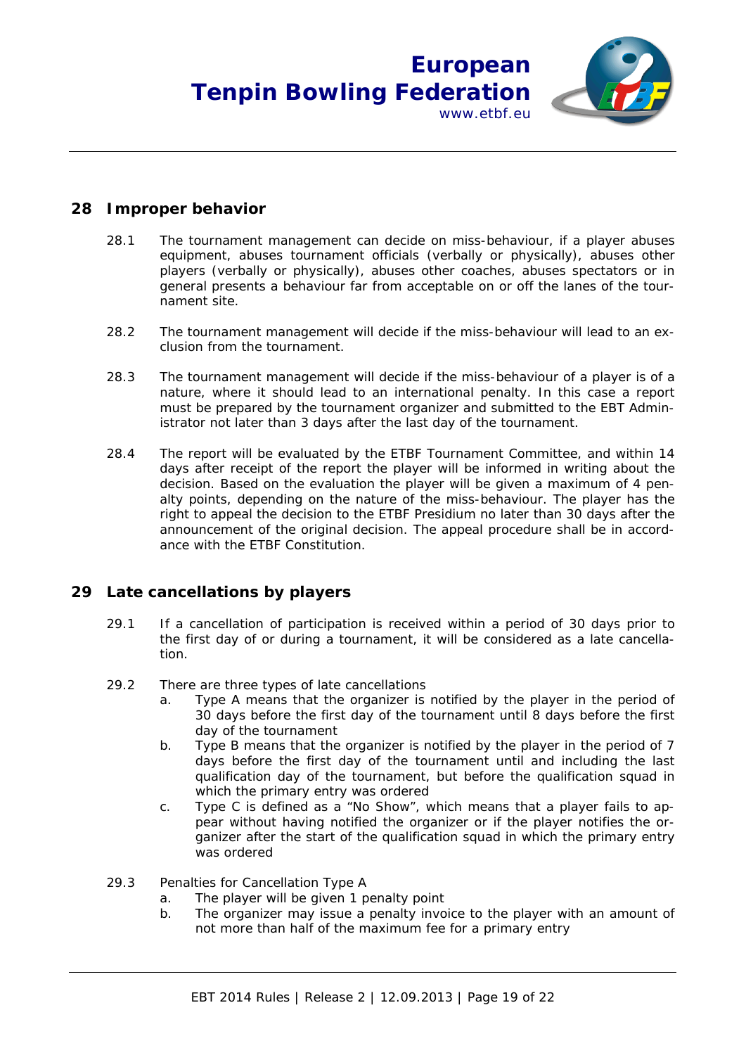## 28 Improper behavior

28.1 The tournament management can decide on miss-behaviour, if a player abuses equipment, abuses tournament officials (verbally or physically), abuses other players (verbally or physically), abuses other coaches, abuses spectators or in general presents a behaviour far from acceptable on or off the lanes of the tournament site.

28.2 The tournament management will decide if the miss-behaviour will lead to an exclusion from the tournament.

28.3 The tournament management will decide if the miss-behaviour of a player is of a nature, where it should lead to an international penalty. In this case a report must be prepared by the tournament organizer and submitted to the EBT Administrator not later than 3 days after the last day of the tournament.

28.4 The report will be evaluated by the ETBF Tournament Committee, and within 14 days after receipt of the report the player will be informed in writing about the decision. Based on the evaluation the player will be given a maximum of 4 penalty points, depending on the nature of the miss-behaviour. The player has the right to appeal the decision to the ETBF Presidium no later than 30 days after the announcement of the original decision. The appeal procedure shall be in accordance with the ETBF Constitution.

## 29 Late cancellations by players

29.1 If a cancellation of participation is received within a period of 30 days prior to the first day of or during a tournament, it will be considered as a late cancellation.

29.2 There are three types of late cancellations

a. Type A means that the organizer is notified by the player in the period of 30 days before the first day of the tournament until 8 days before the first day of the tournament
b. Type B means that the organizer is notified by the player in the period of 7 days before the first day of the tournament until and including the last qualification day of the tournament, but before the qualification squad in which the primary entry was ordered
c. Type C is defined as a “No Show”, which means that a player fails to appear without having notified the organizer or if the player notifies the organizer after the start of the qualification squad in which the primary entry was ordered

29.3 Penalties for Cancellation Type A

a. The player will be given 1 penalty point
b. The organizer may issue a penalty invoice to the player with an amount of not more than half of the maximum fee for a primary entry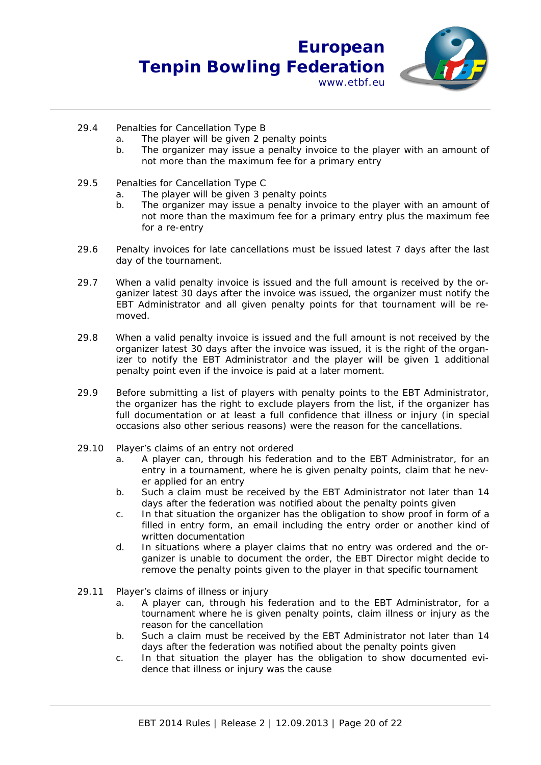29.4 Penalties for Cancellation Type B

a. The player will be given 2 penalty points
b. The organizer may issue a penalty invoice to the player with an amount of not more than the maximum fee for a primary entry

29.5 Penalties for Cancellation Type C

a. The player will be given 3 penalty points
b. The organizer may issue a penalty invoice to the player with an amount of not more than the maximum fee for a primary entry plus the maximum fee for a re-entry

29.6 Penalty invoices for late cancellations must be issued latest 7 days after the last day of the tournament.

29.7 When a valid penalty invoice is issued and the full amount is received by the organizer latest 30 days after the invoice was issued, the organizer must notify the EBT Administrator and all given penalty points for that tournament will be removed.

29.8 When a valid penalty invoice is issued and the full amount is not received by the organizer latest 30 days after the invoice was issued, it is the right of the organizer to notify the EBT Administrator and the player will be given 1 additional penalty point even if the invoice is paid at a later moment.

29.9 Before submitting a list of players with penalty points to the EBT Administrator, the organizer has the right to exclude players from the list, if the organizer has full documentation or at least a full confidence that illness or injury (in special occasions also other serious reasons) were the reason for the cancellations.

29.10 Player's claims of an entry not ordered

a. A player can, through his federation and to the EBT Administrator, for an entry in a tournament, where he is given penalty points, claim that he never applied for an entry
b. Such a claim must be received by the EBT Administrator not later than 14 days after the federation was notified about the penalty points given
c. In that situation the organizer has the obligation to show proof in form of a filled in entry form, an email including the entry order or another kind of written documentation
d. In situations where a player claims that no entry was ordered and the organizer is unable to document the order, the EBT Director might decide to remove the penalty points given to the player in that specific tournament

29.11 Player's claims of illness or injury

a. A player can, through his federation and to the EBT Administrator, for a tournament where he is given penalty points, claim illness or injury as the reason for the cancellation
b. Such a claim must be received by the EBT Administrator not later than 14 days after the federation was notified about the penalty points given
c. In that situation the player has the obligation to show documented evidence that illness or injury was the cause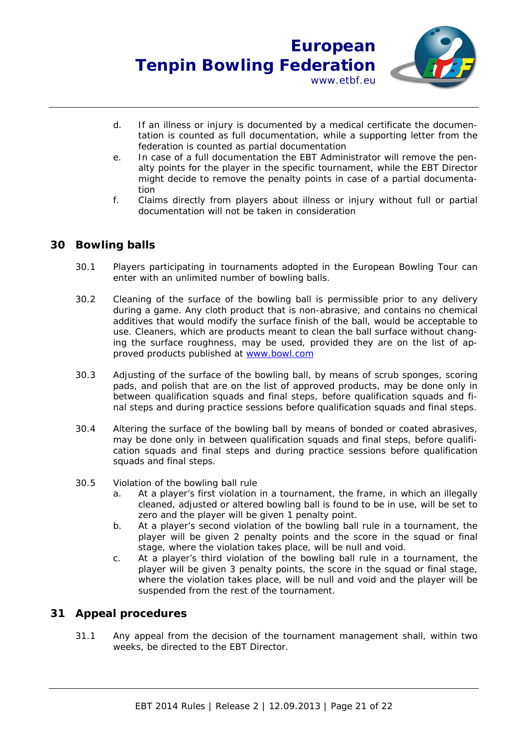d. If an illness or injury is documented by a medical certificate the documentation is counted as full documentation, while a supporting letter from the federation is counted as partial documentation
e. In case of a full documentation the EBT Administrator will remove the penalty points for the player in the specific tournament, while the EBT Director might decide to remove the penalty points in case of a partial documentation
f. Claims directly from players about illness or injury without full or partial documentation will not be taken in consideration

## 30 Bowling balls

30.1 Players participating in tournaments adopted in the European Bowling Tour can enter with an unlimited number of bowling balls.

30.2 Cleaning of the surface of the bowling ball is permissible prior to any delivery during a game. Any cloth product that is non-abrasive, and contains no chemical additives that would modify the surface finish of the ball, would be acceptable to use. Cleaners, which are products meant to clean the ball surface without changing the surface roughness, may be used, provided they are on the list of approved products published at [www.bowl.com](http://www.bowl.com)

30.3 Adjusting of the surface of the bowling ball, by means of scrub sponges, scoring pads, and polish that are on the list of approved products, may be done only in between qualification squads and final steps, before qualification squads and final steps and during practice sessions before qualification squads and final steps.

30.4 Altering the surface of the bowling ball by means of bonded or coated abrasives, may be done only in between qualification squads and final steps, before qualification squads and final steps and during practice sessions before qualification squads and final steps.

30.5 Violation of the bowling ball rule

a. At a player's first violation in a tournament, the frame, in which an illegally cleaned, adjusted or altered bowling ball is found to be in use, will be set to zero and the player will be given 1 penalty point.
b. At a player's second violation of the bowling ball rule in a tournament, the player will be given 2 penalty points and the score in the squad or final stage, where the violation takes place, will be null and void.
c. At a player's third violation of the bowling ball rule in a tournament, the player will be given 3 penalty points, the score in the squad or final stage, where the violation takes place, will be null and void and the player will be suspended from the rest of the tournament.

## 31 Appeal procedures

31.1 Any appeal from the decision of the tournament management shall, within two weeks, be directed to the EBT Director.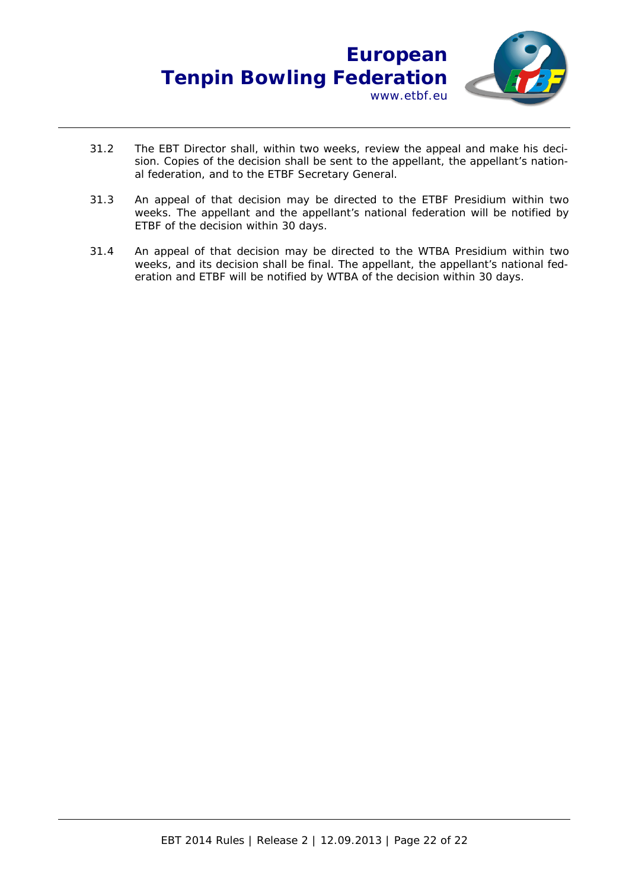31.2 The EBT Director shall, within two weeks, review the appeal and make his decision. Copies of the decision shall be sent to the appellant, the appellant's national federation, and to the ETBF Secretary General.

31.3 An appeal of that decision may be directed to the ETBF Presidium within two weeks. The appellant and the appellant's national federation will be notified by ETBF of the decision within 30 days.

31.4 An appeal of that decision may be directed to the WTBA Presidium within two weeks, and its decision shall be final. The appellant, the appellant's national federation and ETBF will be notified by WTBA of the decision within 30 days.